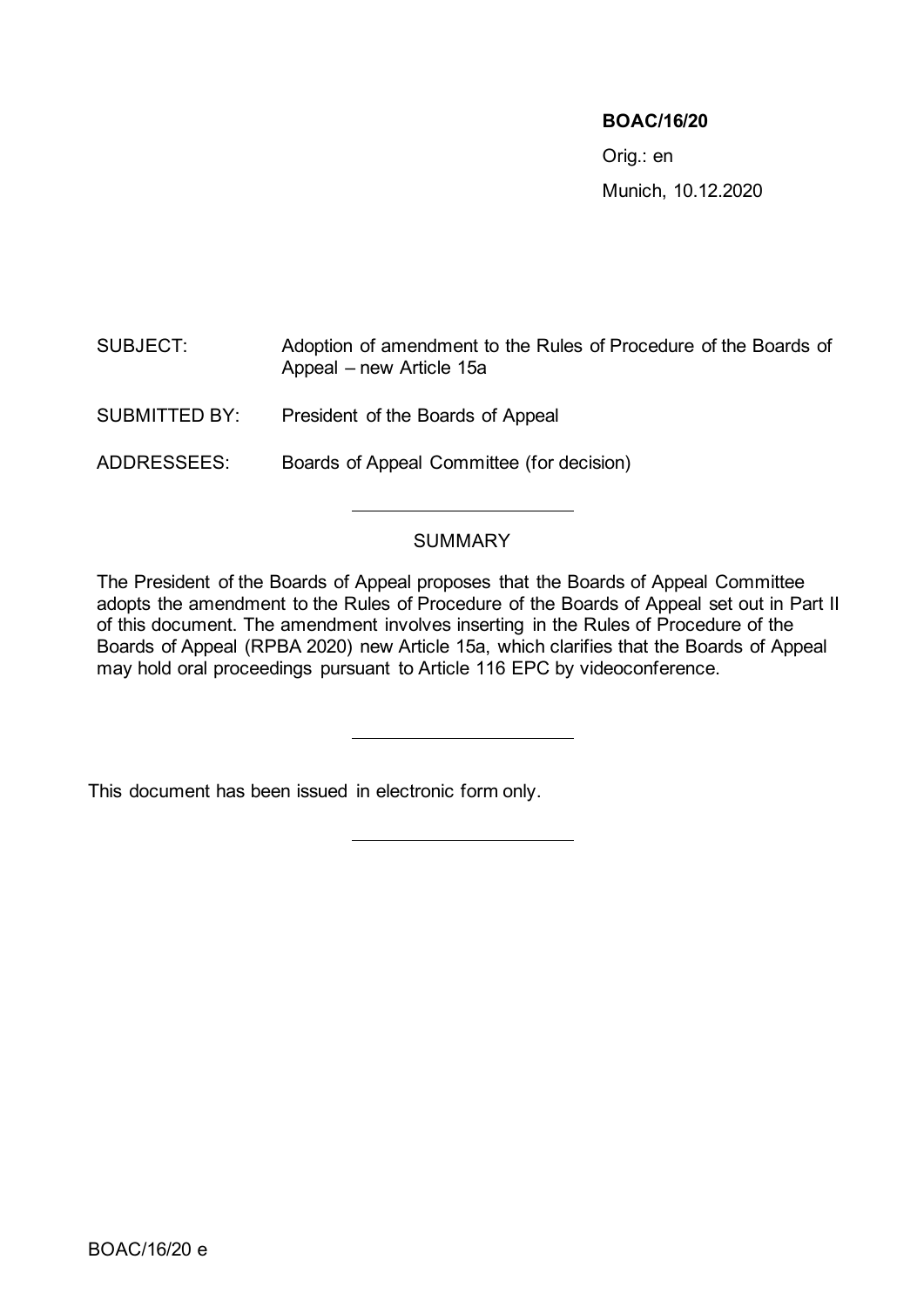**BOAC/16/20**

Orig.: en

Munich, 10.12.2020

| | |
|---|---|
| SUBJECT: | Adoption of amendment to the Rules of Procedure of the Boards of Appeal – new Article 15a |
| SUBMITTED BY: | President of the Boards of Appeal |
| ADDRESSEES: | Boards of Appeal Committee (for decision) |

---

## SUMMARY

The President of the Boards of Appeal proposes that the Boards of Appeal Committee adopts the amendment to the Rules of Procedure of the Boards of Appeal set out in Part II of this document. The amendment involves inserting in the Rules of Procedure of the Boards of Appeal (RPBA 2020) new Article 15a, which clarifies that the Boards of Appeal may hold oral proceedings pursuant to Article 116 EPC by videoconference.

---

This document has been issued in electronic form only.

---

BOAC/16/20 e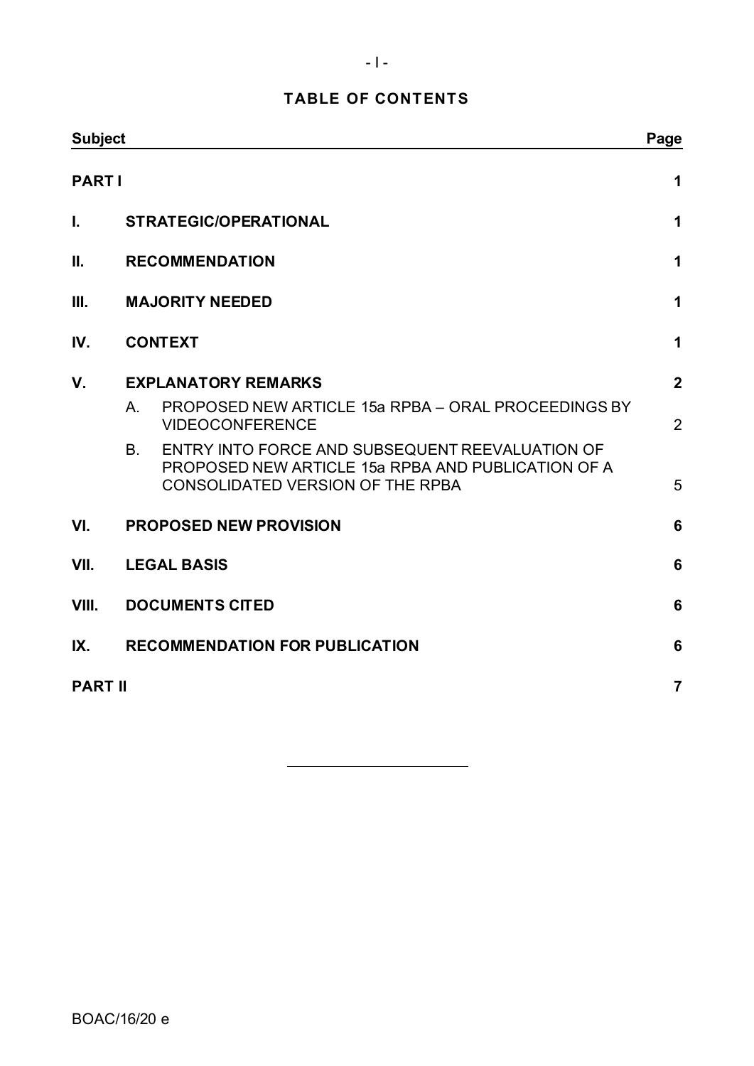## TABLE OF CONTENTS

| Subject | | Page |
|---|---|---|
| **PART I** | | **1** |
| **I.** | **STRATEGIC/OPERATIONAL** | **1** |
| **II.** | **RECOMMENDATION** | **1** |
| **III.** | **MAJORITY NEEDED** | **1** |
| **IV.** | **CONTEXT** | **1** |
| **V.** | **EXPLANATORY REMARKS** | **2** |
| | A. PROPOSED NEW ARTICLE 15a RPBA – ORAL PROCEEDINGS BY VIDEOCONFERENCE | 2 |
| | B. ENTRY INTO FORCE AND SUBSEQUENT REEVALUATION OF PROPOSED NEW ARTICLE 15a RPBA AND PUBLICATION OF A CONSOLIDATED VERSION OF THE RPBA | 5 |
| **VI.** | **PROPOSED NEW PROVISION** | **6** |
| **VII.** | **LEGAL BASIS** | **6** |
| **VIII.** | **DOCUMENTS CITED** | **6** |
| **IX.** | **RECOMMENDATION FOR PUBLICATION** | **6** |
| **PART II** | | **7** |

BOAC/16/20 e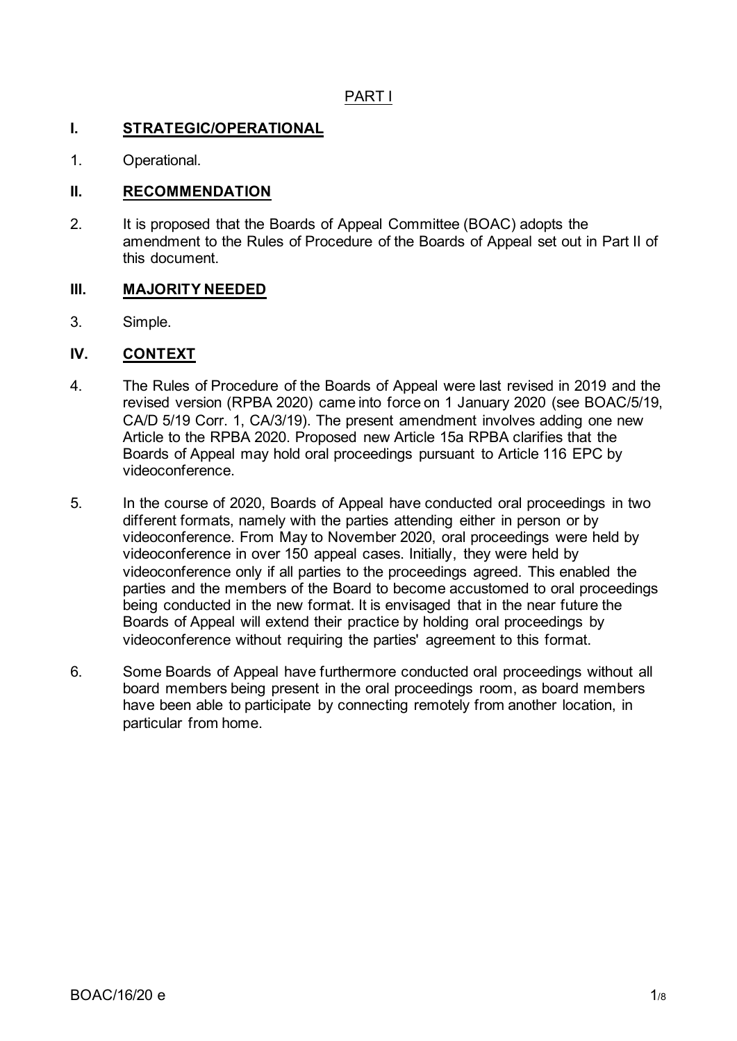PART I

## I. STRATEGIC/OPERATIONAL

1. Operational.

## II. RECOMMENDATION

2. It is proposed that the Boards of Appeal Committee (BOAC) adopts the amendment to the Rules of Procedure of the Boards of Appeal set out in Part II of this document.

## III. MAJORITY NEEDED

3. Simple.

## IV. CONTEXT

4. The Rules of Procedure of the Boards of Appeal were last revised in 2019 and the revised version (RPBA 2020) came into force on 1 January 2020 (see BOAC/5/19, CA/D 5/19 Corr. 1, CA/3/19). The present amendment involves adding one new Article to the RPBA 2020. Proposed new Article 15a RPBA clarifies that the Boards of Appeal may hold oral proceedings pursuant to Article 116 EPC by videoconference.

5. In the course of 2020, Boards of Appeal have conducted oral proceedings in two different formats, namely with the parties attending either in person or by videoconference. From May to November 2020, oral proceedings were held by videoconference in over 150 appeal cases. Initially, they were held by videoconference only if all parties to the proceedings agreed. This enabled the parties and the members of the Board to become accustomed to oral proceedings being conducted in the new format. It is envisaged that in the near future the Boards of Appeal will extend their practice by holding oral proceedings by videoconference without requiring the parties' agreement to this format.

6. Some Boards of Appeal have furthermore conducted oral proceedings without all board members being present in the oral proceedings room, as board members have been able to participate by connecting remotely from another location, in particular from home.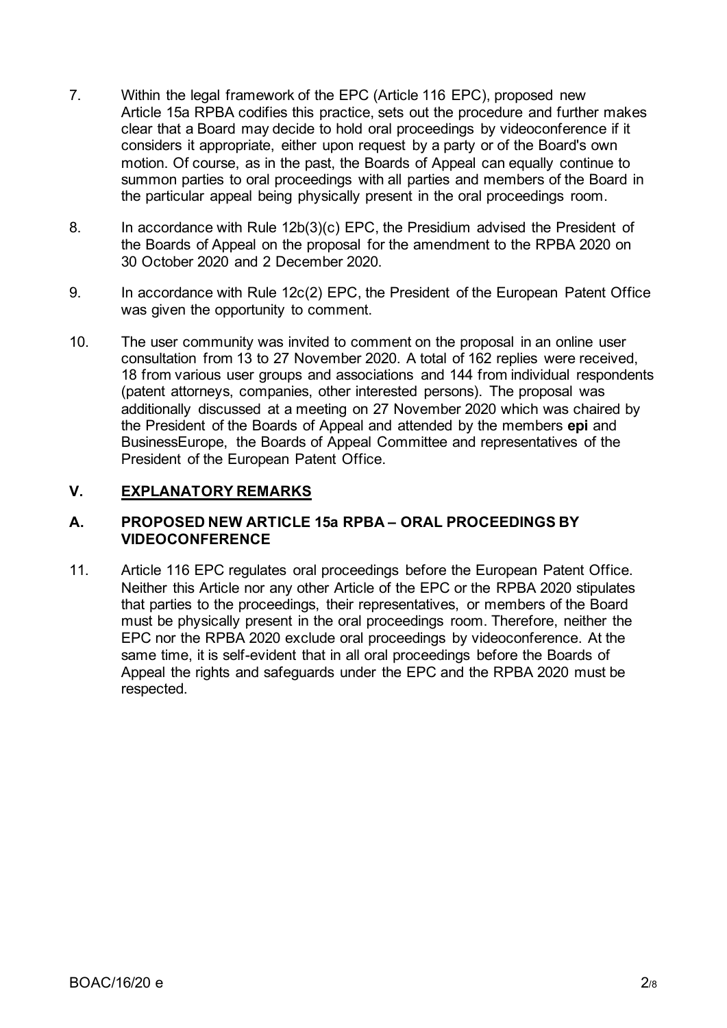7. Within the legal framework of the EPC (Article 116 EPC), proposed new Article 15a RPBA codifies this practice, sets out the procedure and further makes clear that a Board may decide to hold oral proceedings by videoconference if it considers it appropriate, either upon request by a party or of the Board's own motion. Of course, as in the past, the Boards of Appeal can equally continue to summon parties to oral proceedings with all parties and members of the Board in the particular appeal being physically present in the oral proceedings room.

8. In accordance with Rule 12b(3)(c) EPC, the Presidium advised the President of the Boards of Appeal on the proposal for the amendment to the RPBA 2020 on 30 October 2020 and 2 December 2020.

9. In accordance with Rule 12c(2) EPC, the President of the European Patent Office was given the opportunity to comment.

10. The user community was invited to comment on the proposal in an online user consultation from 13 to 27 November 2020. A total of 162 replies were received, 18 from various user groups and associations and 144 from individual respondents (patent attorneys, companies, other interested persons). The proposal was additionally discussed at a meeting on 27 November 2020 which was chaired by the President of the Boards of Appeal and attended by the members **epi** and BusinessEurope, the Boards of Appeal Committee and representatives of the President of the European Patent Office.

## V. EXPLANATORY REMARKS

### A. PROPOSED NEW ARTICLE 15a RPBA – ORAL PROCEEDINGS BY VIDEOCONFERENCE

11. Article 116 EPC regulates oral proceedings before the European Patent Office. Neither this Article nor any other Article of the EPC or the RPBA 2020 stipulates that parties to the proceedings, their representatives, or members of the Board must be physically present in the oral proceedings room. Therefore, neither the EPC nor the RPBA 2020 exclude oral proceedings by videoconference. At the same time, it is self-evident that in all oral proceedings before the Boards of Appeal the rights and safeguards under the EPC and the RPBA 2020 must be respected.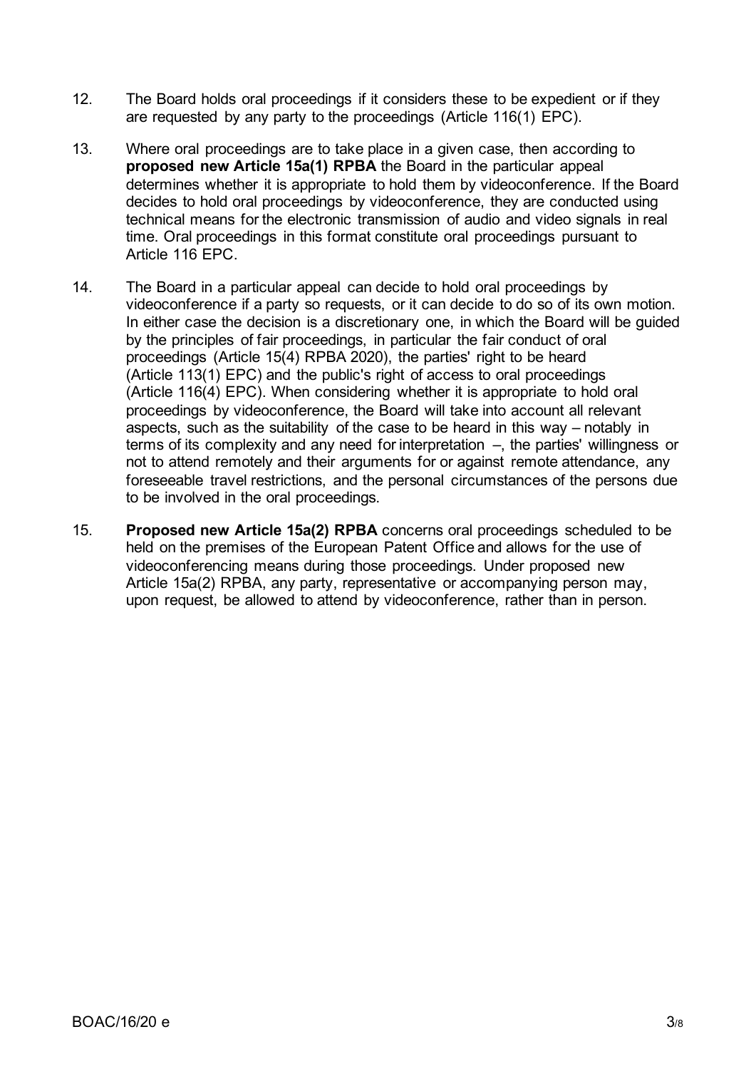12. The Board holds oral proceedings if it considers these to be expedient or if they are requested by any party to the proceedings (Article 116(1) EPC).

13. Where oral proceedings are to take place in a given case, then according to **proposed new Article 15a(1) RPBA** the Board in the particular appeal determines whether it is appropriate to hold them by videoconference. If the Board decides to hold oral proceedings by videoconference, they are conducted using technical means for the electronic transmission of audio and video signals in real time. Oral proceedings in this format constitute oral proceedings pursuant to Article 116 EPC.

14. The Board in a particular appeal can decide to hold oral proceedings by videoconference if a party so requests, or it can decide to do so of its own motion. In either case the decision is a discretionary one, in which the Board will be guided by the principles of fair proceedings, in particular the fair conduct of oral proceedings (Article 15(4) RPBA 2020), the parties' right to be heard (Article 113(1) EPC) and the public's right of access to oral proceedings (Article 116(4) EPC). When considering whether it is appropriate to hold oral proceedings by videoconference, the Board will take into account all relevant aspects, such as the suitability of the case to be heard in this way – notably in terms of its complexity and any need for interpretation –, the parties' willingness or not to attend remotely and their arguments for or against remote attendance, any foreseeable travel restrictions, and the personal circumstances of the persons due to be involved in the oral proceedings.

15. **Proposed new Article 15a(2) RPBA** concerns oral proceedings scheduled to be held on the premises of the European Patent Office and allows for the use of videoconferencing means during those proceedings. Under proposed new Article 15a(2) RPBA, any party, representative or accompanying person may, upon request, be allowed to attend by videoconference, rather than in person.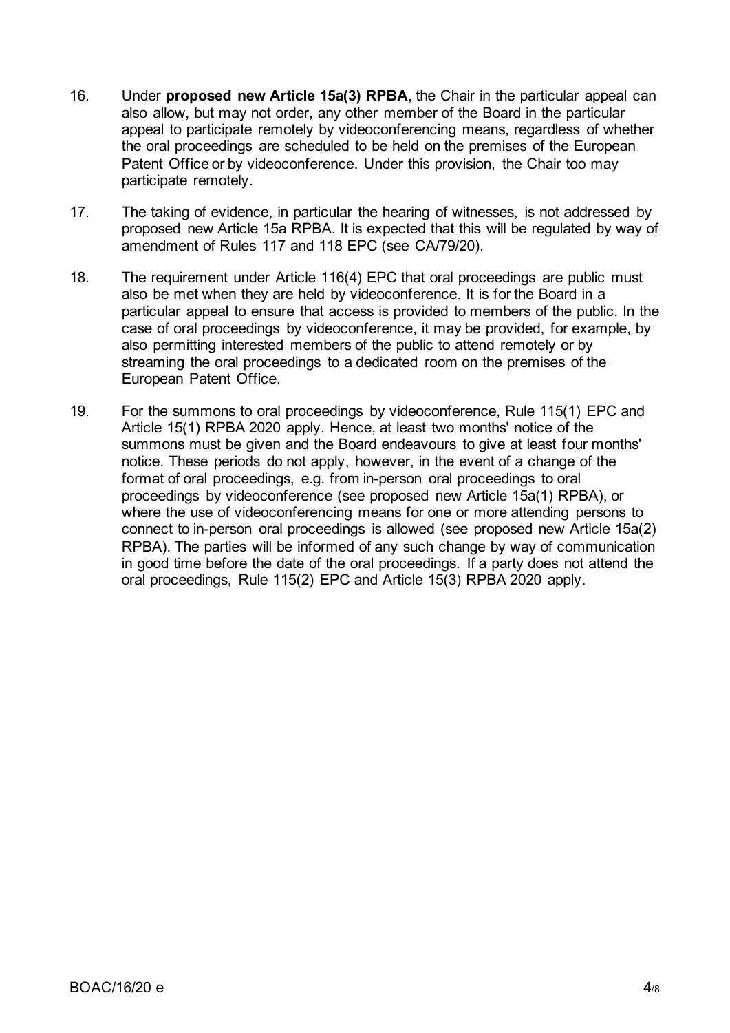16. Under **proposed new Article 15a(3) RPBA**, the Chair in the particular appeal can also allow, but may not order, any other member of the Board in the particular appeal to participate remotely by videoconferencing means, regardless of whether the oral proceedings are scheduled to be held on the premises of the European Patent Office or by videoconference. Under this provision, the Chair too may participate remotely.

17. The taking of evidence, in particular the hearing of witnesses, is not addressed by proposed new Article 15a RPBA. It is expected that this will be regulated by way of amendment of Rules 117 and 118 EPC (see CA/79/20).

18. The requirement under Article 116(4) EPC that oral proceedings are public must also be met when they are held by videoconference. It is for the Board in a particular appeal to ensure that access is provided to members of the public. In the case of oral proceedings by videoconference, it may be provided, for example, by also permitting interested members of the public to attend remotely or by streaming the oral proceedings to a dedicated room on the premises of the European Patent Office.

19. For the summons to oral proceedings by videoconference, Rule 115(1) EPC and Article 15(1) RPBA 2020 apply. Hence, at least two months' notice of the summons must be given and the Board endeavours to give at least four months' notice. These periods do not apply, however, in the event of a change of the format of oral proceedings, e.g. from in-person oral proceedings to oral proceedings by videoconference (see proposed new Article 15a(1) RPBA), or where the use of videoconferencing means for one or more attending persons to connect to in-person oral proceedings is allowed (see proposed new Article 15a(2) RPBA). The parties will be informed of any such change by way of communication in good time before the date of the oral proceedings. If a party does not attend the oral proceedings, Rule 115(2) EPC and Article 15(3) RPBA 2020 apply.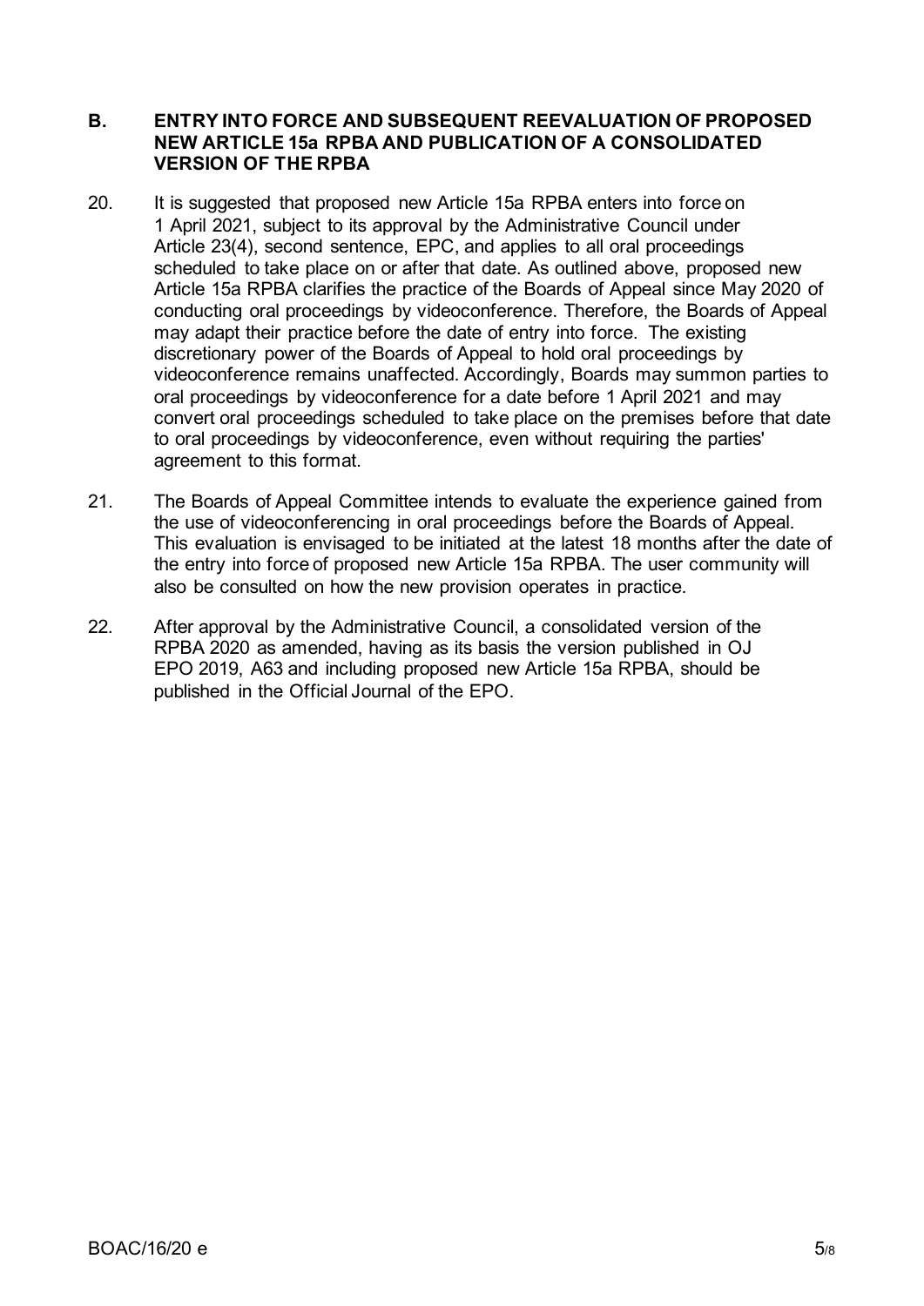## B. ENTRY INTO FORCE AND SUBSEQUENT REEVALUATION OF PROPOSED NEW ARTICLE 15a RPBA AND PUBLICATION OF A CONSOLIDATED VERSION OF THE RPBA

20. It is suggested that proposed new Article 15a RPBA enters into force on 1 April 2021, subject to its approval by the Administrative Council under Article 23(4), second sentence, EPC, and applies to all oral proceedings scheduled to take place on or after that date. As outlined above, proposed new Article 15a RPBA clarifies the practice of the Boards of Appeal since May 2020 of conducting oral proceedings by videoconference. Therefore, the Boards of Appeal may adapt their practice before the date of entry into force. The existing discretionary power of the Boards of Appeal to hold oral proceedings by videoconference remains unaffected. Accordingly, Boards may summon parties to oral proceedings by videoconference for a date before 1 April 2021 and may convert oral proceedings scheduled to take place on the premises before that date to oral proceedings by videoconference, even without requiring the parties' agreement to this format.

21. The Boards of Appeal Committee intends to evaluate the experience gained from the use of videoconferencing in oral proceedings before the Boards of Appeal. This evaluation is envisaged to be initiated at the latest 18 months after the date of the entry into force of proposed new Article 15a RPBA. The user community will also be consulted on how the new provision operates in practice.

22. After approval by the Administrative Council, a consolidated version of the RPBA 2020 as amended, having as its basis the version published in OJ EPO 2019, A63 and including proposed new Article 15a RPBA, should be published in the Official Journal of the EPO.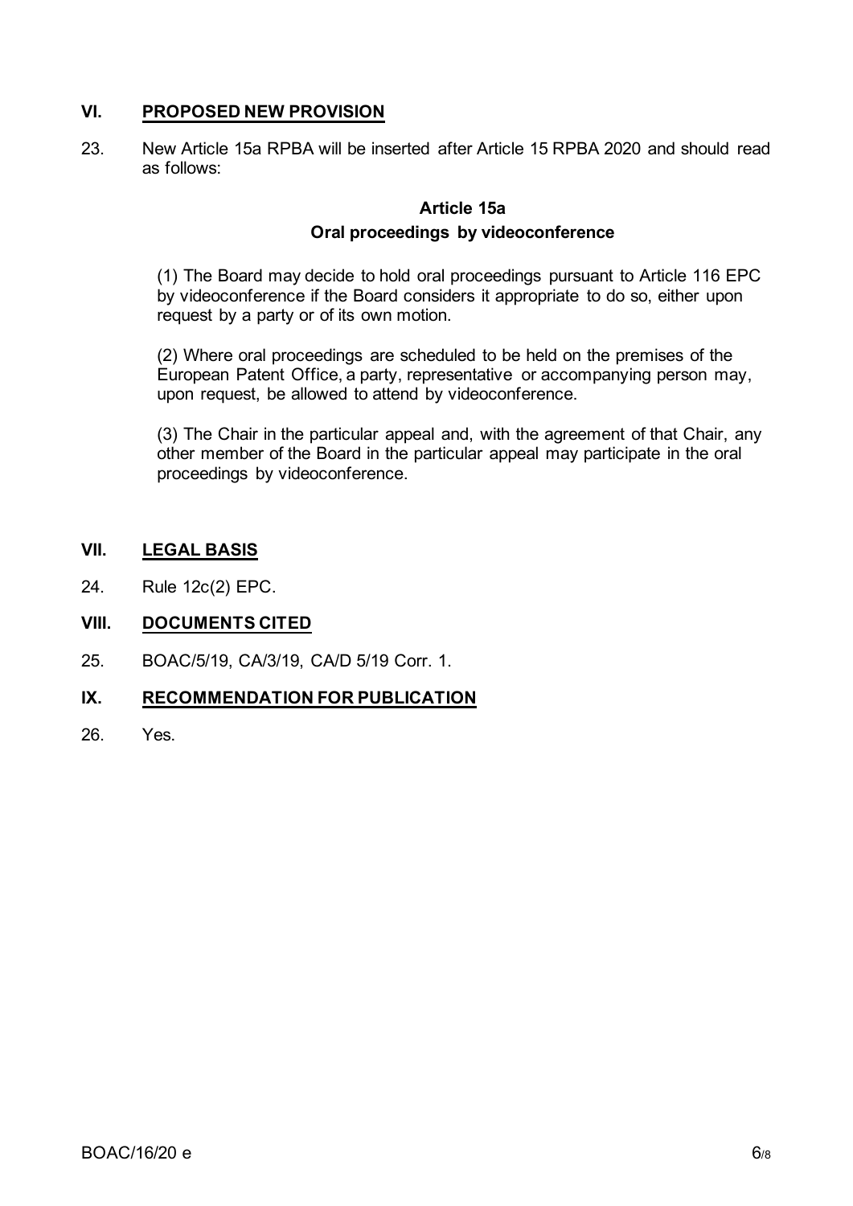## VI. PROPOSED NEW PROVISION

23. New Article 15a RPBA will be inserted after Article 15 RPBA 2020 and should read as follows:

### Article 15a
### Oral proceedings by videoconference

(1) The Board may decide to hold oral proceedings pursuant to Article 116 EPC by videoconference if the Board considers it appropriate to do so, either upon request by a party or of its own motion.

(2) Where oral proceedings are scheduled to be held on the premises of the European Patent Office, a party, representative or accompanying person may, upon request, be allowed to attend by videoconference.

(3) The Chair in the particular appeal and, with the agreement of that Chair, any other member of the Board in the particular appeal may participate in the oral proceedings by videoconference.

## VII. LEGAL BASIS

24. Rule 12c(2) EPC.

## VIII. DOCUMENTS CITED

25. BOAC/5/19, CA/3/19, CA/D 5/19 Corr. 1.

## IX. RECOMMENDATION FOR PUBLICATION

26. Yes.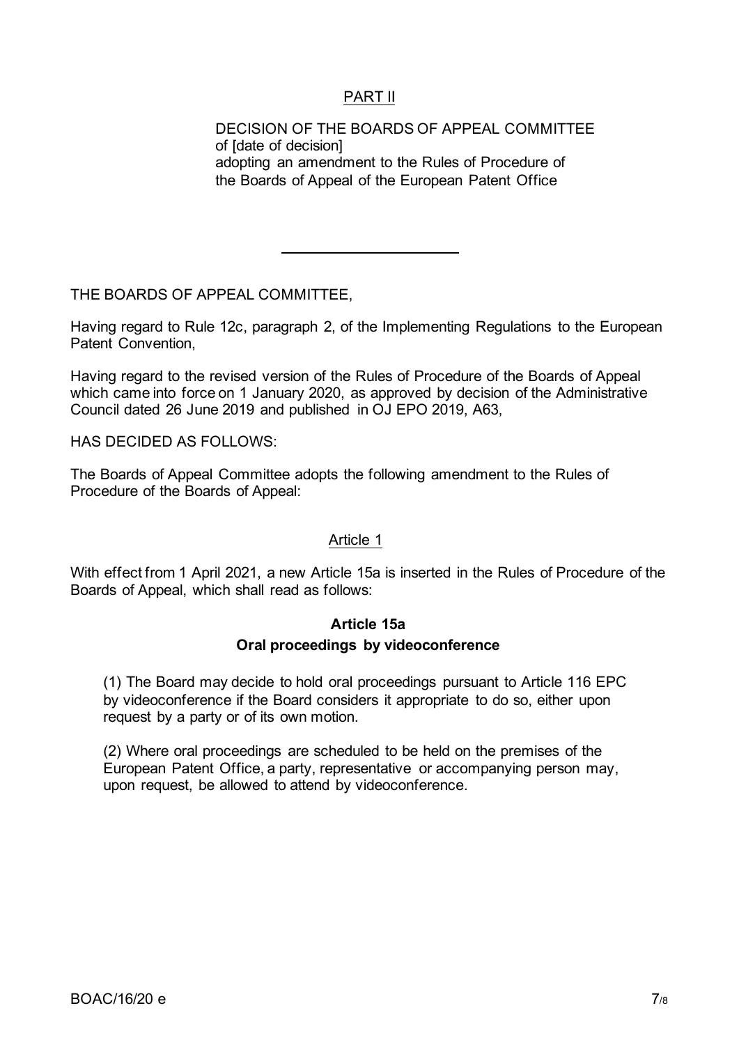## PART II

DECISION OF THE BOARDS OF APPEAL COMMITTEE
of [date of decision]
adopting an amendment to the Rules of Procedure of the Boards of Appeal of the European Patent Office

---

THE BOARDS OF APPEAL COMMITTEE,

Having regard to Rule 12c, paragraph 2, of the Implementing Regulations to the European Patent Convention,

Having regard to the revised version of the Rules of Procedure of the Boards of Appeal which came into force on 1 January 2020, as approved by decision of the Administrative Council dated 26 June 2019 and published in OJ EPO 2019, A63,

HAS DECIDED AS FOLLOWS:

The Boards of Appeal Committee adopts the following amendment to the Rules of Procedure of the Boards of Appeal:

### Article 1

With effect from 1 April 2021, a new Article 15a is inserted in the Rules of Procedure of the Boards of Appeal, which shall read as follows:

**Article 15a**
**Oral proceedings by videoconference**

(1) The Board may decide to hold oral proceedings pursuant to Article 116 EPC by videoconference if the Board considers it appropriate to do so, either upon request by a party or of its own motion.

(2) Where oral proceedings are scheduled to be held on the premises of the European Patent Office, a party, representative or accompanying person may, upon request, be allowed to attend by videoconference.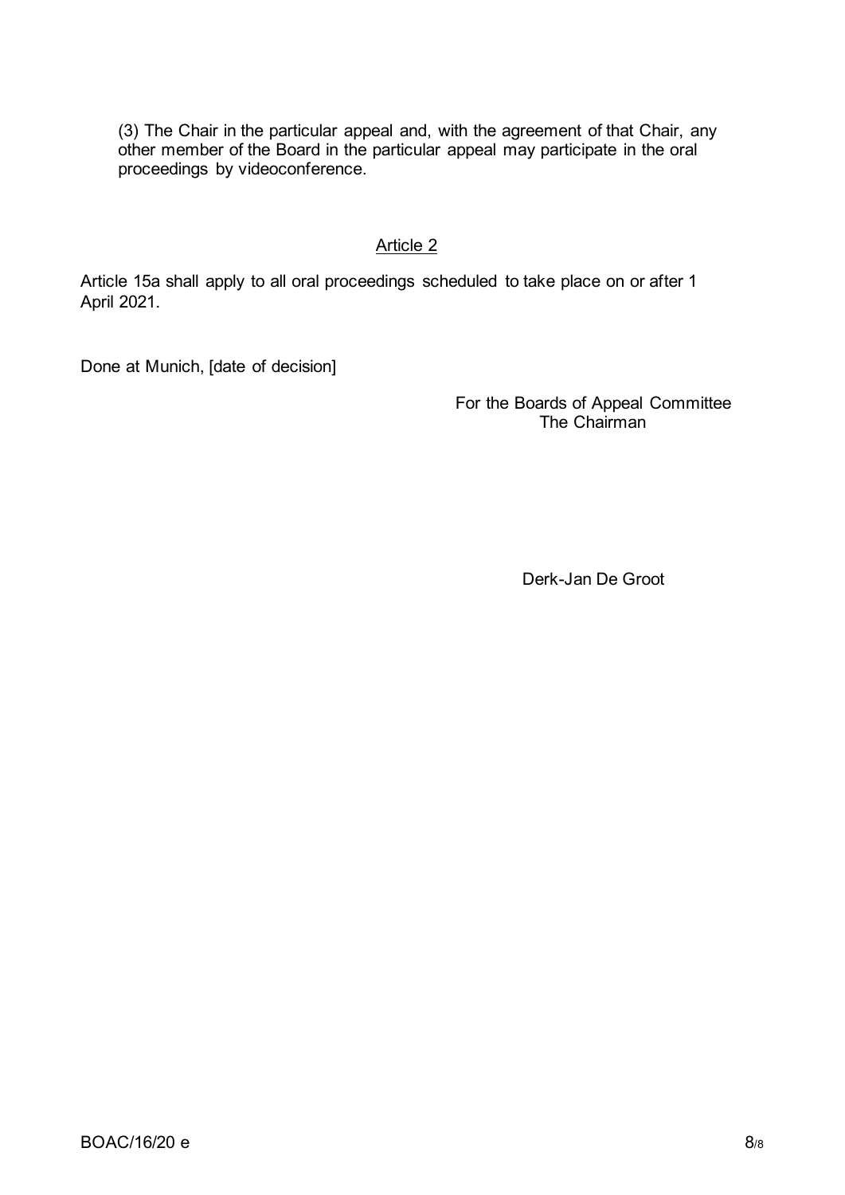(3) The Chair in the particular appeal and, with the agreement of that Chair, any other member of the Board in the particular appeal may participate in the oral proceedings by videoconference.

## Article 2

Article 15a shall apply to all oral proceedings scheduled to take place on or after 1 April 2021.

Done at Munich, [date of decision]

For the Boards of Appeal Committee
The Chairman

Derk-Jan De Groot